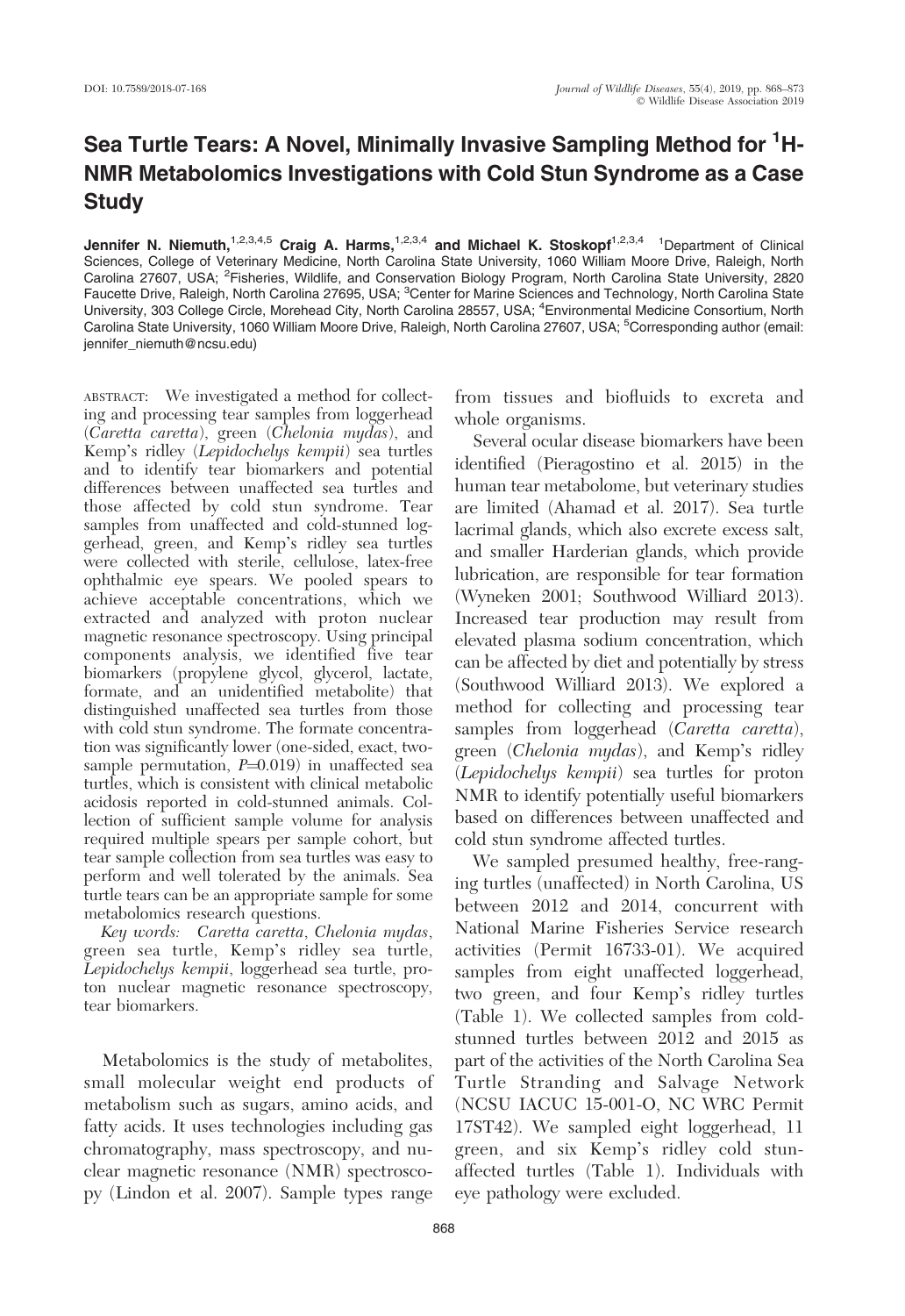# Sea Turtle Tears: A Novel, Minimally Invasive Sampling Method for $^1$H-NMR Metabolomics Investigations with Cold Stun Syndrome as a Case Study

**Jennifer N. Niemuth,**[1,2,3,4,5] **Craig A. Harms,**[1,2,3,4] **and Michael K. Stoskopf**[1,2,3,4] [1]Department of Clinical Sciences, College of Veterinary Medicine, North Carolina State University, 1060 William Moore Drive, Raleigh, North Carolina 27607, USA; [2]Fisheries, Wildlife, and Conservation Biology Program, North Carolina State University, 2820 Faucette Drive, Raleigh, North Carolina 27695, USA; [3]Center for Marine Sciences and Technology, North Carolina State University, 303 College Circle, Morehead City, North Carolina 28557, USA; [4]Environmental Medicine Consortium, North Carolina State University, 1060 William Moore Drive, Raleigh, North Carolina 27607, USA; [5]Corresponding author (email: jennifer_niemuth@ncsu.edu)

ABSTRACT: We investigated a method for collecting and processing tear samples from loggerhead (*Caretta caretta*), green (*Chelonia mydas*), and Kemp's ridley (*Lepidochelys kempii*) sea turtles and to identify tear biomarkers and potential differences between unaffected sea turtles and those affected by cold stun syndrome. Tear samples from unaffected and cold-stunned loggerhead, green, and Kemp's ridley sea turtles were collected with sterile, cellulose, latex-free ophthalmic eye spears. We pooled spears to achieve acceptable concentrations, which we extracted and analyzed with proton nuclear magnetic resonance spectroscopy. Using principal components analysis, we identified five tear biomarkers (propylene glycol, glycerol, lactate, formate, and an unidentified metabolite) that distinguished unaffected sea turtles from those with cold stun syndrome. The formate concentration was significantly lower (one-sided, exact, two-sample permutation, $P=0.019$) in unaffected sea turtles, which is consistent with clinical metabolic acidosis reported in cold-stunned animals. Collection of sufficient sample volume for analysis required multiple spears per sample cohort, but tear sample collection from sea turtles was easy to perform and well tolerated by the animals. Sea turtle tears can be an appropriate sample for some metabolomics research questions.

*Key words:* *Caretta caretta*, *Chelonia mydas*, green sea turtle, Kemp's ridley sea turtle, *Lepidochelys kempii*, loggerhead sea turtle, proton nuclear magnetic resonance spectroscopy, tear biomarkers.

Metabolomics is the study of metabolites, small molecular weight end products of metabolism such as sugars, amino acids, and fatty acids. It uses technologies including gas chromatography, mass spectroscopy, and nuclear magnetic resonance (NMR) spectroscopy (Lindon et al. 2007). Sample types range from tissues and biofluids to excreta and whole organisms.

Several ocular disease biomarkers have been identified (Pieragostino et al. 2015) in the human tear metabolome, but veterinary studies are limited (Ahamad et al. 2017). Sea turtle lacrimal glands, which also excrete excess salt, and smaller Harderian glands, which provide lubrication, are responsible for tear formation (Wyneken 2001; Southwood Williard 2013). Increased tear production may result from elevated plasma sodium concentration, which can be affected by diet and potentially by stress (Southwood Williard 2013). We explored a method for collecting and processing tear samples from loggerhead (*Caretta caretta*), green (*Chelonia mydas*), and Kemp's ridley (*Lepidochelys kempii*) sea turtles for proton NMR to identify potentially useful biomarkers based on differences between unaffected and cold stun syndrome affected turtles.

We sampled presumed healthy, free-ranging turtles (unaffected) in North Carolina, US between 2012 and 2014, concurrent with National Marine Fisheries Service research activities (Permit 16733-01). We acquired samples from eight unaffected loggerhead, two green, and four Kemp's ridley turtles (Table 1). We collected samples from cold-stunned turtles between 2012 and 2015 as part of the activities of the North Carolina Sea Turtle Stranding and Salvage Network (NCSU IACUC 15-001-O, NC WRC Permit 17ST42). We sampled eight loggerhead, 11 green, and six Kemp's ridley cold stun-affected turtles (Table 1). Individuals with eye pathology were excluded.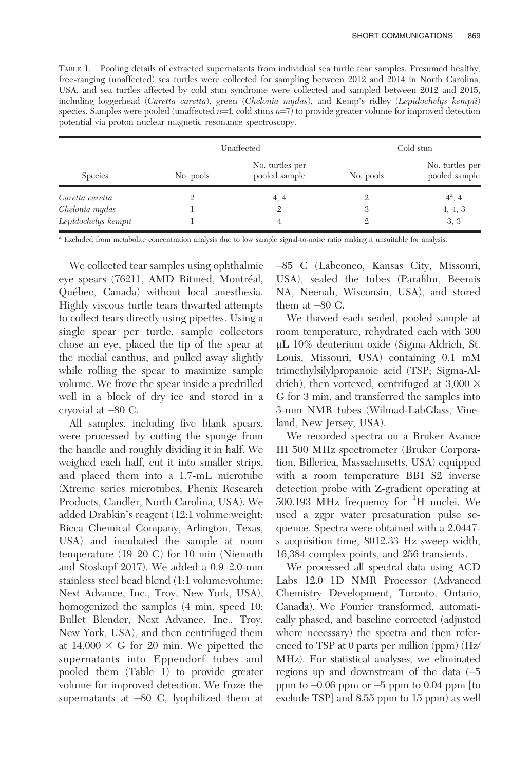TABLE 1. Pooling details of extracted supernatants from individual sea turtle tear samples. Presumed healthy, free-ranging (unaffected) sea turtles were collected for sampling between 2012 and 2014 in North Carolina, USA, and sea turtles affected by cold stun syndrome were collected and sampled between 2012 and 2015, including loggerhead (*Caretta caretta*), green (*Chelonia mydas*), and Kemp's ridley (*Lepidochelys kempii*) species. Samples were pooled (unaffected $n=4$, cold stuns $n=7$) to provide greater volume for improved detection potential via proton nuclear magnetic resonance spectroscopy.

| | Unaffected | | Cold stun | |
|---|---|---|---|---|
| Species | No. pools | No. turtles per pooled sample | No. pools | No. turtles per pooled sample |
| *Caretta caretta* | 2 | 4, 4 | 2 | 4[a], 4 |
| *Chelonia mydas* | 1 | 2 | 3 | 4, 4, 3 |
| *Lepidochelys kempii* | 1 | 4 | 2 | 3, 3 |

[a] Excluded from metabolite concentration analysis due to low sample signal-to-noise ratio making it unsuitable for analysis.

We collected tear samples using ophthalmic eye spears (76211, AMD Ritmed, Montréal, Québec, Canada) without local anesthesia. Highly viscous turtle tears thwarted attempts to collect tears directly using pipettes. Using a single spear per turtle, sample collectors chose an eye, placed the tip of the spear at the medial canthus, and pulled away slightly while rolling the spear to maximize sample volume. We froze the spear inside a predrilled well in a block of dry ice and stored in a cryovial at –80 C.

All samples, including five blank spears, were processed by cutting the sponge from the handle and roughly dividing it in half. We weighed each half, cut it into smaller strips, and placed them into a 1.7-mL microtube (Xtreme series microtubes, Phenix Research Products, Candler, North Carolina, USA). We added Drabkin's reagent (12:1 volume:weight; Ricca Chemical Company, Arlington, Texas, USA) and incubated the sample at room temperature (19–20 C) for 10 min (Niemuth and Stoskopf 2017). We added a 0.9–2.0-mm stainless steel bead blend (1:1 volume:volume; Next Advance, Inc., Troy, New York, USA), homogenized the samples (4 min, speed 10; Bullet Blender, Next Advance, Inc., Troy, New York, USA), and then centrifuged them at $14,000 \times$ G for 20 min. We pipetted the supernatants into Eppendorf tubes and pooled them (Table 1) to provide greater volume for improved detection. We froze the supernatants at –80 C, lyophilized them at –85 C (Labconco, Kansas City, Missouri, USA), sealed the tubes (Parafilm, Beemis NA, Neenah, Wisconsin, USA), and stored them at –80 C.

We thawed each sealed, pooled sample at room temperature, rehydrated each with 300 μL 10% deuterium oxide (Sigma-Aldrich, St. Louis, Missouri, USA) containing 0.1 mM trimethylsilylpropanoic acid (TSP; Sigma-Aldrich), then vortexed, centrifuged at $3,000 \times$ G for 3 min, and transferred the samples into 3-mm NMR tubes (Wilmad-LabGlass, Vineland, New Jersey, USA).

We recorded spectra on a Bruker Avance III 500 MHz spectrometer (Bruker Corporation, Billerica, Massachusetts, USA) equipped with a room temperature BBI S2 inverse detection probe with Z-gradient operating at 500.193 MHz frequency for $^{1}$H nuclei. We used a zgpr water presaturation pulse sequence. Spectra were obtained with a 2.0447-s acquisition time, 8012.33 Hz sweep width, 16,384 complex points, and 256 transients.

We processed all spectral data using ACD Labs 12.0 1D NMR Processor (Advanced Chemistry Development, Toronto, Ontario, Canada). We Fourier transformed, automatically phased, and baseline corrected (adjusted where necessary) the spectra and then referenced to TSP at 0 parts per million (ppm) (Hz/MHz). For statistical analyses, we eliminated regions up and downstream of the data (–5 ppm to –0.06 ppm or –5 ppm to 0.04 ppm [to exclude TSP] and 8.55 ppm to 15 ppm) as well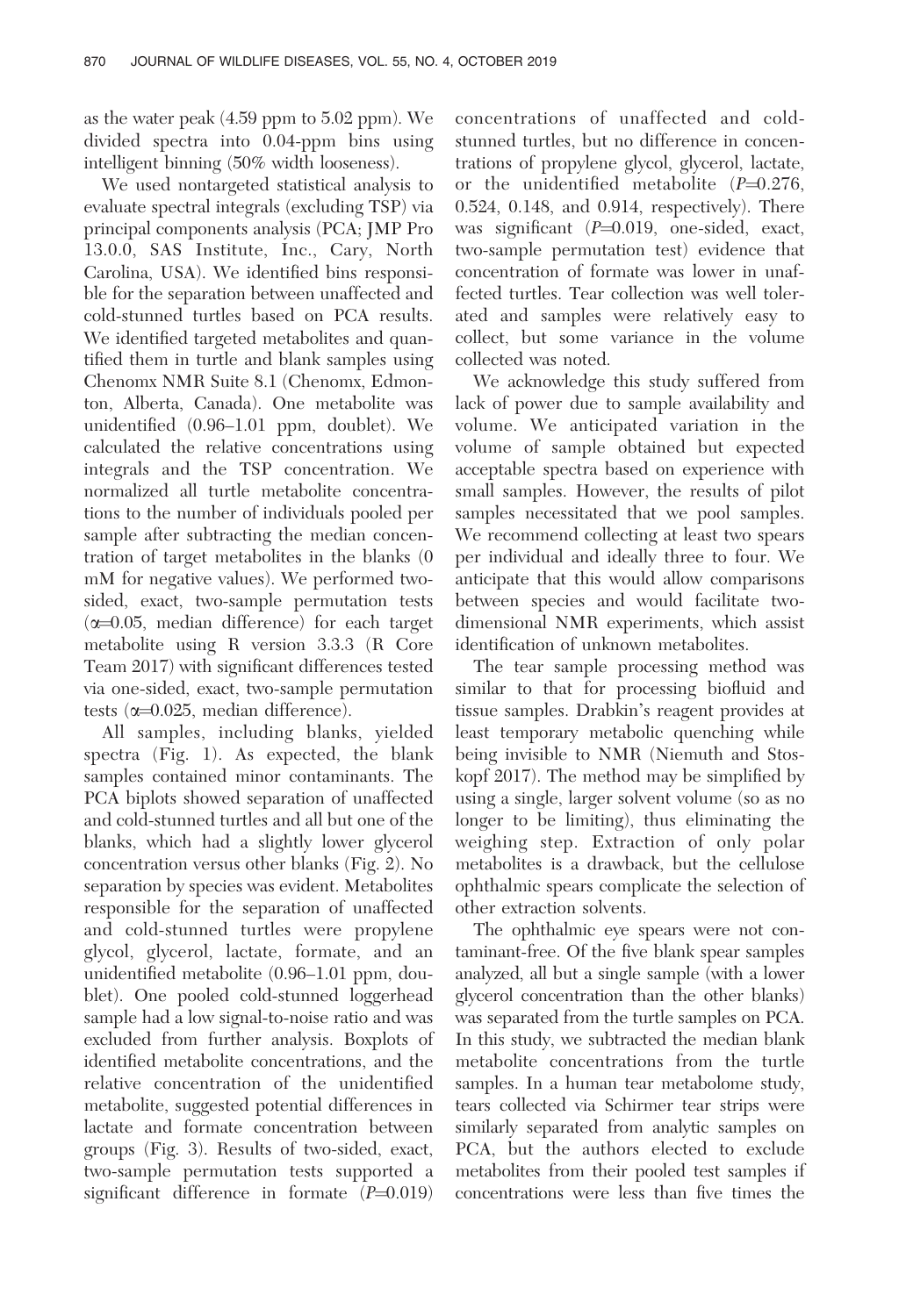as the water peak (4.59 ppm to 5.02 ppm). We divided spectra into 0.04-ppm bins using intelligent binning (50% width looseness).

We used nontargeted statistical analysis to evaluate spectral integrals (excluding TSP) via principal components analysis (PCA; JMP Pro 13.0.0, SAS Institute, Inc., Cary, North Carolina, USA). We identified bins responsible for the separation between unaffected and cold-stunned turtles based on PCA results. We identified targeted metabolites and quantified them in turtle and blank samples using Chenomx NMR Suite 8.1 (Chenomx, Edmonton, Alberta, Canada). One metabolite was unidentified (0.96–1.01 ppm, doublet). We calculated the relative concentrations using integrals and the TSP concentration. We normalized all turtle metabolite concentrations to the number of individuals pooled per sample after subtracting the median concentration of target metabolites in the blanks (0 mM for negative values). We performed two-sided, exact, two-sample permutation tests ($\alpha$=0.05, median difference) for each target metabolite using R version 3.3.3 (R Core Team 2017) with significant differences tested via one-sided, exact, two-sample permutation tests ($\alpha$=0.025, median difference).

All samples, including blanks, yielded spectra (Fig. 1). As expected, the blank samples contained minor contaminants. The PCA biplots showed separation of unaffected and cold-stunned turtles and all but one of the blanks, which had a slightly lower glycerol concentration versus other blanks (Fig. 2). No separation by species was evident. Metabolites responsible for the separation of unaffected and cold-stunned turtles were propylene glycol, glycerol, lactate, formate, and an unidentified metabolite (0.96–1.01 ppm, doublet). One pooled cold-stunned loggerhead sample had a low signal-to-noise ratio and was excluded from further analysis. Boxplots of identified metabolite concentrations, and the relative concentration of the unidentified metabolite, suggested potential differences in lactate and formate concentration between groups (Fig. 3). Results of two-sided, exact, two-sample permutation tests supported a significant difference in formate ($P$=0.019) concentrations of unaffected and cold-stunned turtles, but no difference in concentrations of propylene glycol, glycerol, lactate, or the unidentified metabolite ($P$=0.276, 0.524, 0.148, and 0.914, respectively). There was significant ($P$=0.019, one-sided, exact, two-sample permutation test) evidence that concentration of formate was lower in unaffected turtles. Tear collection was well tolerated and samples were relatively easy to collect, but some variance in the volume collected was noted.

We acknowledge this study suffered from lack of power due to sample availability and volume. We anticipated variation in the volume of sample obtained but expected acceptable spectra based on experience with small samples. However, the results of pilot samples necessitated that we pool samples. We recommend collecting at least two spears per individual and ideally three to four. We anticipate that this would allow comparisons between species and would facilitate two-dimensional NMR experiments, which assist identification of unknown metabolites.

The tear sample processing method was similar to that for processing biofluid and tissue samples. Drabkin's reagent provides at least temporary metabolic quenching while being invisible to NMR (Niemuth and Stoskopf 2017). The method may be simplified by using a single, larger solvent volume (so as no longer to be limiting), thus eliminating the weighing step. Extraction of only polar metabolites is a drawback, but the cellulose ophthalmic spears complicate the selection of other extraction solvents.

The ophthalmic eye spears were not contaminant-free. Of the five blank spear samples analyzed, all but a single sample (with a lower glycerol concentration than the other blanks) was separated from the turtle samples on PCA. In this study, we subtracted the median blank metabolite concentrations from the turtle samples. In a human tear metabolome study, tears collected via Schirmer tear strips were similarly separated from analytic samples on PCA, but the authors elected to exclude metabolites from their pooled test samples if concentrations were less than five times the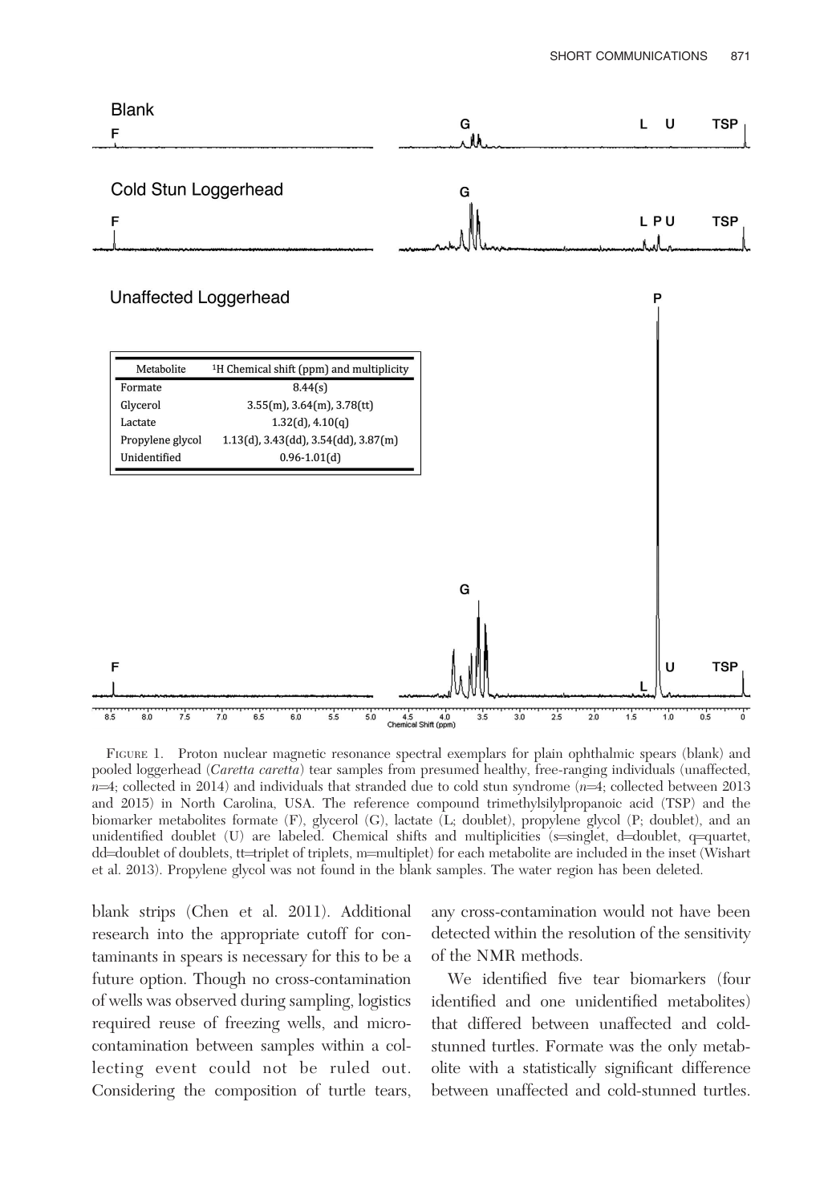| Metabolite | $^1$H Chemical shift (ppm) and multiplicity |
| --- | --- |
| Formate | 8.44(s) |
| Glycerol | 3.55(m), 3.64(m), 3.78(tt) |
| Lactate | 1.32(d), 4.10(q) |
| Propylene glycol | 1.13(d), 3.43(dd), 3.54(dd), 3.87(m) |
| Unidentified | 0.96-1.01(d) |

FIGURE 1. Proton nuclear magnetic resonance spectral exemplars for plain ophthalmic spears (blank) and pooled loggerhead (*Caretta caretta*) tear samples from presumed healthy, free-ranging individuals (unaffected, $n=4$; collected in 2014) and individuals that stranded due to cold stun syndrome ($n=4$; collected between 2013 and 2015) in North Carolina, USA. The reference compound trimethylsilylpropanoic acid (TSP) and the biomarker metabolites formate (F), glycerol (G), lactate (L; doublet), propylene glycol (P; doublet), and an unidentified doublet (U) are labeled. Chemical shifts and multiplicities (s=singlet, d=doublet, q=quartet, dd=doublet of doublets, tt=triplet of triplets, m=multiplet) for each metabolite are included in the inset (Wishart et al. 2013). Propylene glycol was not found in the blank samples. The water region has been deleted.

blank strips (Chen et al. 2011). Additional research into the appropriate cutoff for contaminants in spears is necessary for this to be a future option. Though no cross-contamination of wells was observed during sampling, logistics required reuse of freezing wells, and micro-contamination between samples within a collecting event could not be ruled out. Considering the composition of turtle tears, any cross-contamination would not have been detected within the resolution of the sensitivity of the NMR methods.

We identified five tear biomarkers (four identified and one unidentified metabolites) that differed between unaffected and cold-stunned turtles. Formate was the only metabolite with a statistically significant difference between unaffected and cold-stunned turtles.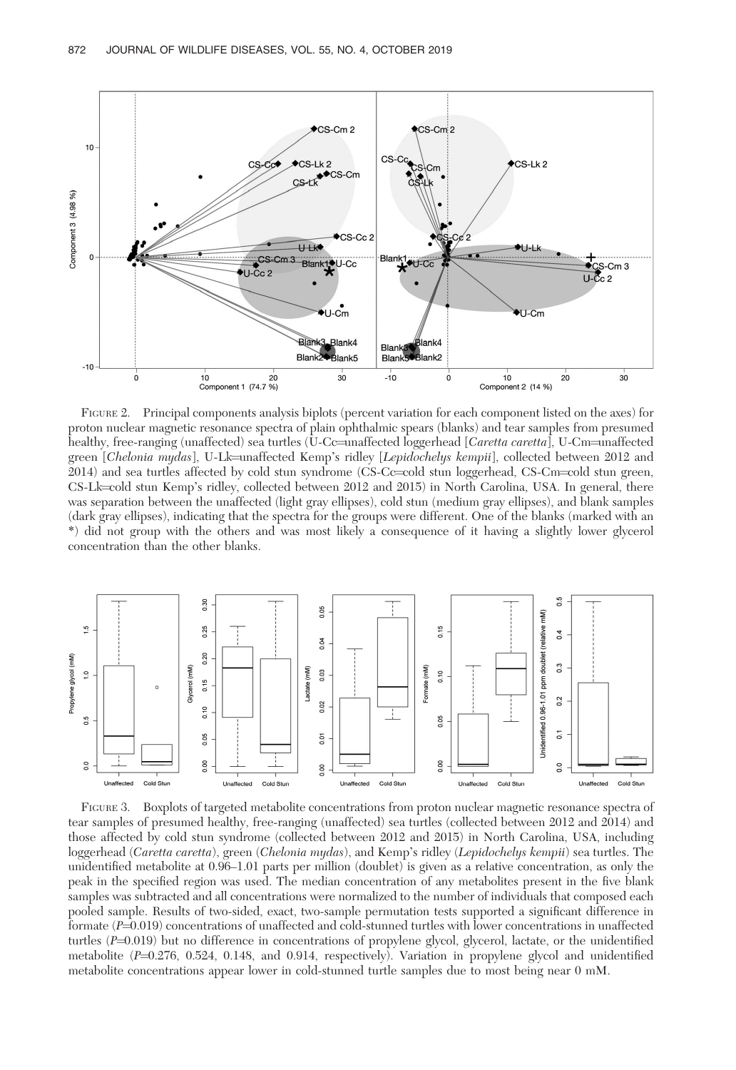FIGURE 2. Principal components analysis biplots (percent variation for each component listed on the axes) for proton nuclear magnetic resonance spectra of plain ophthalmic spears (blanks) and tear samples from presumed healthy, free-ranging (unaffected) sea turtles (U-Cc=unaffected loggerhead [*Caretta caretta*], U-Cm=unaffected green [*Chelonia mydas*], U-Lk=unaffected Kemp's ridley [*Lepidochelys kempii*], collected between 2012 and 2014) and sea turtles affected by cold stun syndrome (CS-Cc=cold stun loggerhead, CS-Cm=cold stun green, CS-Lk=cold stun Kemp's ridley, collected between 2012 and 2015) in North Carolina, USA. In general, there was separation between the unaffected (light gray ellipses), cold stun (medium gray ellipses), and blank samples (dark gray ellipses), indicating that the spectra for the groups were different. One of the blanks (marked with an *) did not group with the others and was most likely a consequence of it having a slightly lower glycerol concentration than the other blanks.

FIGURE 3. Boxplots of targeted metabolite concentrations from proton nuclear magnetic resonance spectra of tear samples of presumed healthy, free-ranging (unaffected) sea turtles (collected between 2012 and 2014) and those affected by cold stun syndrome (collected between 2012 and 2015) in North Carolina, USA, including loggerhead (*Caretta caretta*), green (*Chelonia mydas*), and Kemp's ridley (*Lepidochelys kempii*) sea turtles. The unidentified metabolite at 0.96–1.01 parts per million (doublet) is given as a relative concentration, as only the peak in the specified region was used. The median concentration of any metabolites present in the five blank samples was subtracted and all concentrations were normalized to the number of individuals that composed each pooled sample. Results of two-sided, exact, two-sample permutation tests supported a significant difference in formate ($P$=0.019) concentrations of unaffected and cold-stunned turtles with lower concentrations in unaffected turtles ($P$=0.019) but no difference in concentrations of propylene glycol, glycerol, lactate, or the unidentified metabolite ($P$=0.276, 0.524, 0.148, and 0.914, respectively). Variation in propylene glycol and unidentified metabolite concentrations appear lower in cold-stunned turtle samples due to most being near 0 mM.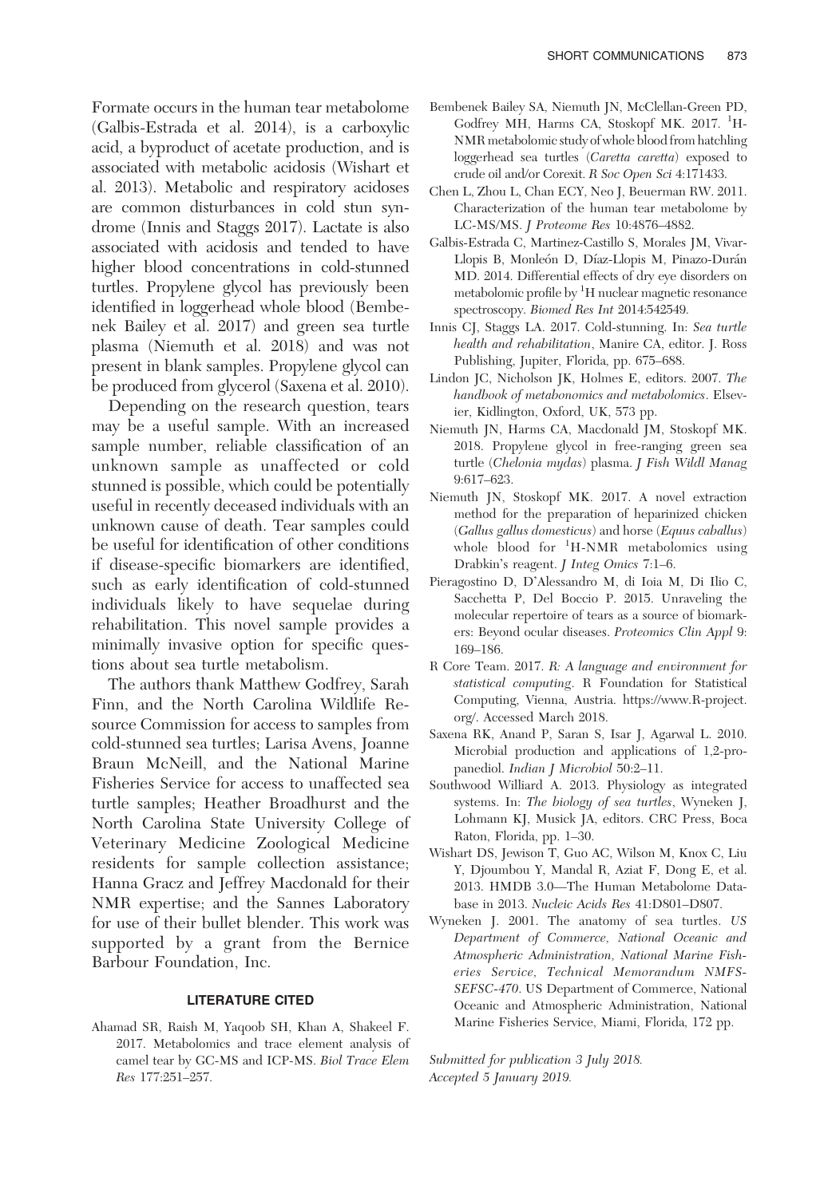Formate occurs in the human tear metabolome (Galbis-Estrada et al. 2014), is a carboxylic acid, a byproduct of acetate production, and is associated with metabolic acidosis (Wishart et al. 2013). Metabolic and respiratory acidoses are common disturbances in cold stun syndrome (Innis and Staggs 2017). Lactate is also associated with acidosis and tended to have higher blood concentrations in cold-stunned turtles. Propylene glycol has previously been identified in loggerhead whole blood (Bembenek Bailey et al. 2017) and green sea turtle plasma (Niemuth et al. 2018) and was not present in blank samples. Propylene glycol can be produced from glycerol (Saxena et al. 2010).

Depending on the research question, tears may be a useful sample. With an increased sample number, reliable classification of an unknown sample as unaffected or cold stunned is possible, which could be potentially useful in recently deceased individuals with an unknown cause of death. Tear samples could be useful for identification of other conditions if disease-specific biomarkers are identified, such as early identification of cold-stunned individuals likely to have sequelae during rehabilitation. This novel sample provides a minimally invasive option for specific questions about sea turtle metabolism.

The authors thank Matthew Godfrey, Sarah Finn, and the North Carolina Wildlife Resource Commission for access to samples from cold-stunned sea turtles; Larisa Avens, Joanne Braun McNeill, and the National Marine Fisheries Service for access to unaffected sea turtle samples; Heather Broadhurst and the North Carolina State University College of Veterinary Medicine Zoological Medicine residents for sample collection assistance; Hanna Gracz and Jeffrey Macdonald for their NMR expertise; and the Sannes Laboratory for use of their bullet blender. This work was supported by a grant from the Bernice Barbour Foundation, Inc.

## LITERATURE CITED

Ahamad SR, Raish M, Yaqoob SH, Khan A, Shakeel F. 2017. Metabolomics and trace element analysis of camel tear by GC-MS and ICP-MS. *Biol Trace Elem Res* 177:251–257.

Bembenek Bailey SA, Niemuth JN, McClellan-Green PD, Godfrey MH, Harms CA, Stoskopf MK. 2017. $^1$H-NMR metabolomic study of whole blood from hatchling loggerhead sea turtles (*Caretta caretta*) exposed to crude oil and/or Corexit. *R Soc Open Sci* 4:171433.

Chen L, Zhou L, Chan ECY, Neo J, Beuerman RW. 2011. Characterization of the human tear metabolome by LC-MS/MS. *J Proteome Res* 10:4876–4882.

Galbis-Estrada C, Martinez-Castillo S, Morales JM, Vivar-Llopis B, Monleón D, Díaz-Llopis M, Pinazo-Durán MD. 2014. Differential effects of dry eye disorders on metabolomic profile by $^1$H nuclear magnetic resonance spectroscopy. *Biomed Res Int* 2014:542549.

Innis CJ, Staggs LA. 2017. Cold-stunning. In: *Sea turtle health and rehabilitation*, Manire CA, editor. J. Ross Publishing, Jupiter, Florida, pp. 675–688.

Lindon JC, Nicholson JK, Holmes E, editors. 2007. *The handbook of metabonomics and metabolomics*. Elsevier, Kidlington, Oxford, UK, 573 pp.

Niemuth JN, Harms CA, Macdonald JM, Stoskopf MK. 2018. Propylene glycol in free-ranging green sea turtle (*Chelonia mydas*) plasma. *J Fish Wildl Manag* 9:617–623.

Niemuth JN, Stoskopf MK. 2017. A novel extraction method for the preparation of heparinized chicken (*Gallus gallus domesticus*) and horse (*Equus caballus*) whole blood for $^1$H-NMR metabolomics using Drabkin's reagent. *J Integ Omics* 7:1–6.

Pieragostino D, D'Alessandro M, di Ioia M, Di Ilio C, Sacchetta P, Del Boccio P. 2015. Unraveling the molecular repertoire of tears as a source of biomarkers: Beyond ocular diseases. *Proteomics Clin Appl* 9: 169–186.

R Core Team. 2017. *R: A language and environment for statistical computing*. R Foundation for Statistical Computing, Vienna, Austria. https://www.R-project.org/. Accessed March 2018.

Saxena RK, Anand P, Saran S, Isar J, Agarwal L. 2010. Microbial production and applications of 1,2-propanediol. *Indian J Microbiol* 50:2–11.

Southwood Williard A. 2013. Physiology as integrated systems. In: *The biology of sea turtles*, Wyneken J, Lohmann KJ, Musick JA, editors. CRC Press, Boca Raton, Florida, pp. 1–30.

Wishart DS, Jewison T, Guo AC, Wilson M, Knox C, Liu Y, Djoumbou Y, Mandal R, Aziat F, Dong E, et al. 2013. HMDB 3.0—The Human Metabolome Database in 2013. *Nucleic Acids Res* 41:D801–D807.

Wyneken J. 2001. The anatomy of sea turtles. *US Department of Commerce, National Oceanic and Atmospheric Administration, National Marine Fisheries Service, Technical Memorandum NMFS-SEFSC-470*. US Department of Commerce, National Oceanic and Atmospheric Administration, National Marine Fisheries Service, Miami, Florida, 172 pp.

*Submitted for publication 3 July 2018.*
*Accepted 5 January 2019.*